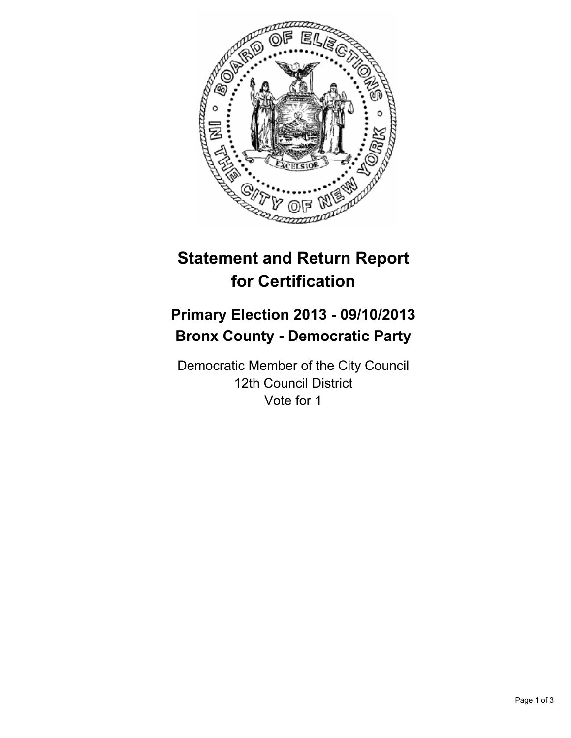# Statement and Return Report for Certification

## Primary Election 2013 - 09/10/2013
## Bronx County - Democratic Party

Democratic Member of the City Council
12th Council District
Vote for 1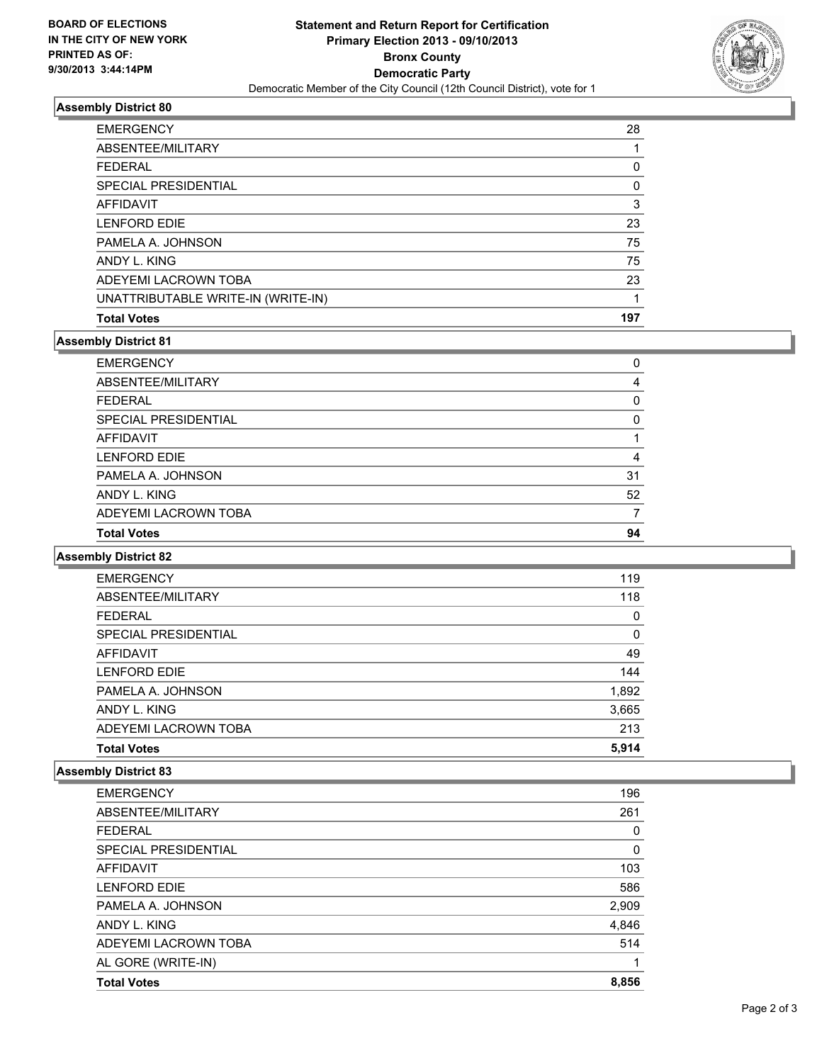**BOARD OF ELECTIONS IN THE CITY OF NEW YORK PRINTED AS OF: 9/30/2013 3:44:14PM**

# Statement and Return Report for Certification
## Primary Election 2013 - 09/10/2013
## Bronx County
## Democratic Party
### Democratic Member of the City Council (12th Council District), vote for 1

### Assembly District 80

| | |
|---|---|
| EMERGENCY | 28 |
| ABSENTEE/MILITARY | 1 |
| FEDERAL | 0 |
| SPECIAL PRESIDENTIAL | 0 |
| AFFIDAVIT | 3 |
| LENFORD EDIE | 23 |
| PAMELA A. JOHNSON | 75 |
| ANDY L. KING | 75 |
| ADEYEMI LACROWN TOBA | 23 |
| UNATTRIBUTABLE WRITE-IN (WRITE-IN) | 1 |
| **Total Votes** | **197** |

### Assembly District 81

| | |
|---|---|
| EMERGENCY | 0 |
| ABSENTEE/MILITARY | 4 |
| FEDERAL | 0 |
| SPECIAL PRESIDENTIAL | 0 |
| AFFIDAVIT | 1 |
| LENFORD EDIE | 4 |
| PAMELA A. JOHNSON | 31 |
| ANDY L. KING | 52 |
| ADEYEMI LACROWN TOBA | 7 |
| **Total Votes** | **94** |

### Assembly District 82

| | |
|---|---|
| EMERGENCY | 119 |
| ABSENTEE/MILITARY | 118 |
| FEDERAL | 0 |
| SPECIAL PRESIDENTIAL | 0 |
| AFFIDAVIT | 49 |
| LENFORD EDIE | 144 |
| PAMELA A. JOHNSON | 1,892 |
| ANDY L. KING | 3,665 |
| ADEYEMI LACROWN TOBA | 213 |
| **Total Votes** | **5,914** |

### Assembly District 83

| | |
|---|---|
| EMERGENCY | 196 |
| ABSENTEE/MILITARY | 261 |
| FEDERAL | 0 |
| SPECIAL PRESIDENTIAL | 0 |
| AFFIDAVIT | 103 |
| LENFORD EDIE | 586 |
| PAMELA A. JOHNSON | 2,909 |
| ANDY L. KING | 4,846 |
| ADEYEMI LACROWN TOBA | 514 |
| AL GORE (WRITE-IN) | 1 |
| **Total Votes** | **8,856** |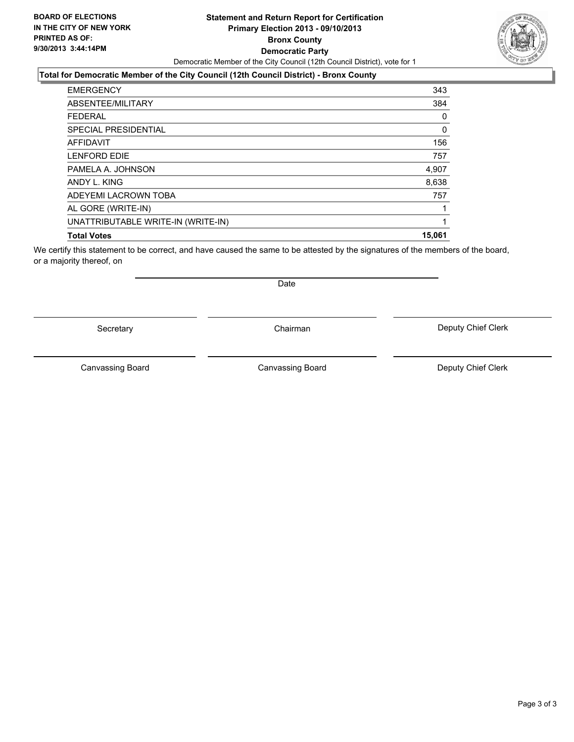**BOARD OF ELECTIONS IN THE CITY OF NEW YORK PRINTED AS OF: 9/30/2013 3:44:14PM**

**Statement and Return Report for Certification Primary Election 2013 - 09/10/2013 Bronx County Democratic Party**

Democratic Member of the City Council (12th Council District), vote for 1

**Total for Democratic Member of the City Council (12th Council District) - Bronx County**

| | |
|---|---|
| EMERGENCY | 343 |
| ABSENTEE/MILITARY | 384 |
| FEDERAL | 0 |
| SPECIAL PRESIDENTIAL | 0 |
| AFFIDAVIT | 156 |
| LENFORD EDIE | 757 |
| PAMELA A. JOHNSON | 4,907 |
| ANDY L. KING | 8,638 |
| ADEYEMI LACROWN TOBA | 757 |
| AL GORE (WRITE-IN) | 1 |
| UNATTRIBUTABLE WRITE-IN (WRITE-IN) | 1 |
| **Total Votes** | **15,061** |

We certify this statement to be correct, and have caused the same to be attested by the signatures of the members of the board, or a majority thereof, on

Date

Secretary | Chairman | Deputy Chief Clerk

Canvassing Board | Canvassing Board | Deputy Chief Clerk